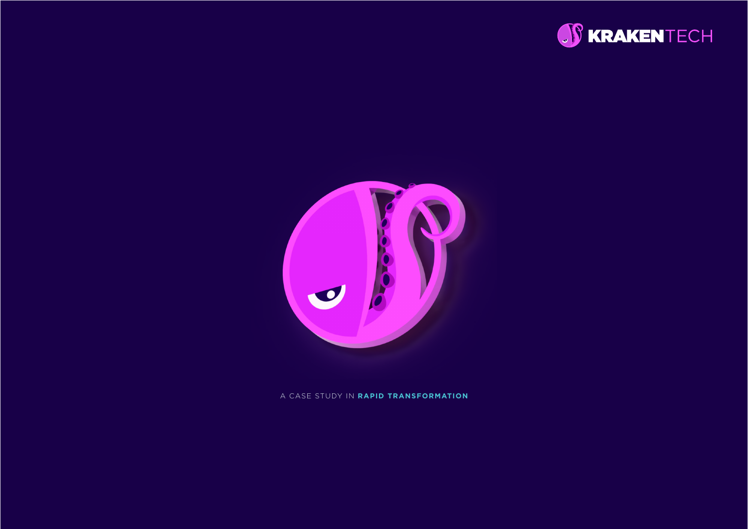KRAKENTECH

A CASE STUDY IN **RAPID TRANSFORMATION**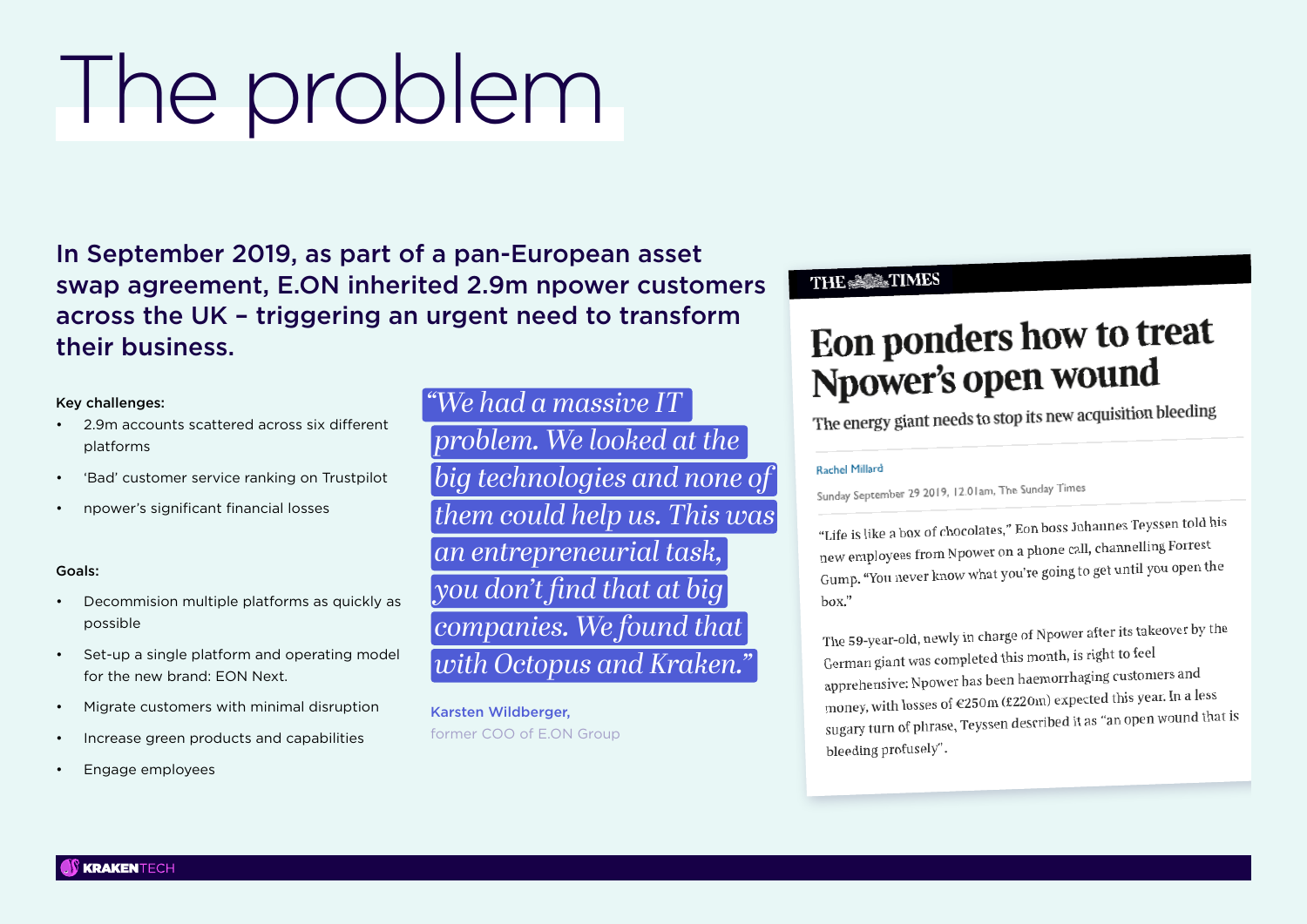# The problem

**In September 2019, as part of a pan-European asset swap agreement, E.ON inherited 2.9m npower customers across the UK – triggering an urgent need to transform their business.**

**Key challenges:**

- 2.9m accounts scattered across six different platforms
- 'Bad' customer service ranking on Trustpilot
- npower's significant financial losses

**Goals:**

- Decommision multiple platforms as quickly as possible
- Set-up a single platform and operating model for the new brand: EON Next.
- Migrate customers with minimal disruption
- Increase green products and capabilities
- Engage employees

*"We had a massive IT problem. We looked at the big technologies and none of them could help us. This was an entrepreneurial task, you don't find that at big companies. We found that with Octopus and Kraken."*

**Karsten Wildberger,**
former COO of E.ON Group

THE TIMES

## Eon ponders how to treat Npower's open wound

The energy giant needs to stop its new acquisition bleeding

Rachel Millard

Sunday September 29 2019, 12.01am, The Sunday Times

"Life is like a box of chocolates," Eon boss Johannes Teyssen told his new employees from Npower on a phone call, channelling Forrest Gump. "You never know what you're going to get until you open the box."

The 59-year-old, newly in charge of Npower after its takeover by the German giant was completed this month, is right to feel apprehensive: Npower has been haemorrhaging customers and money, with losses of €250m (£220m) expected this year. In a less sugary turn of phrase, Teyssen described it as "an open wound that is bleeding profusely".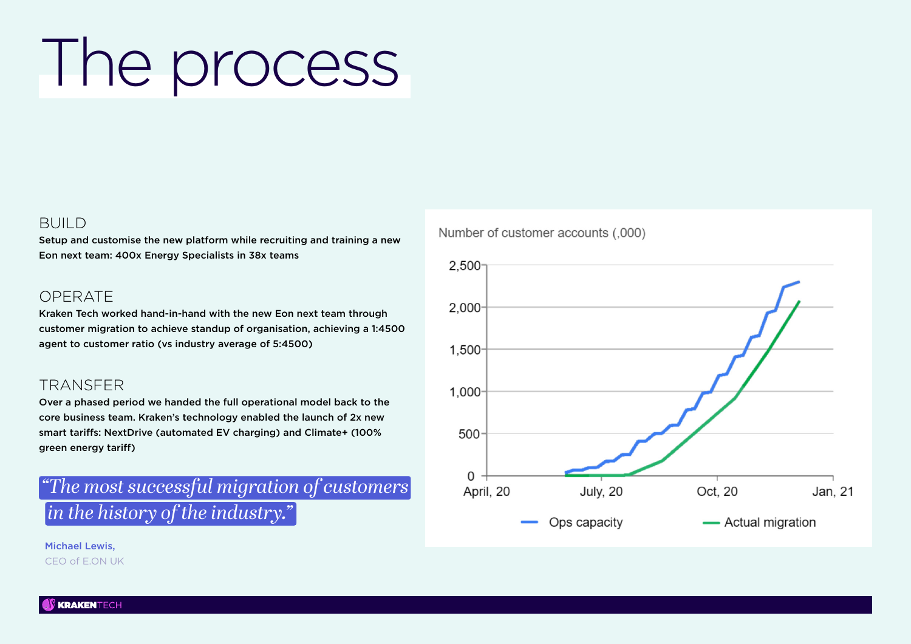# The process

### BUILD

**Setup and customise the new platform while recruiting and training a new Eon next team: 400x Energy Specialists in 38x teams**

### OPERATE

**Kraken Tech worked hand-in-hand with the new Eon next team through customer migration to achieve standup of organisation, achieving a 1:4500 agent to customer ratio (vs industry average of 5:4500)**

### TRANSFER

**Over a phased period we handed the full operational model back to the core business team. Kraken's technology enabled the launch of 2x new smart tariffs: NextDrive (automated EV charging) and Climate+ (100% green energy tariff)**

> *"The most successful migration of customers in the history of the industry."*

Michael Lewis,
CEO of E.ON UK

Number of customer accounts (,000)

Ops capacity — Actual migration

April, 20 · July, 20 · Oct, 20 · Jan, 21

0 · 500 · 1,000 · 1,500 · 2,000 · 2,500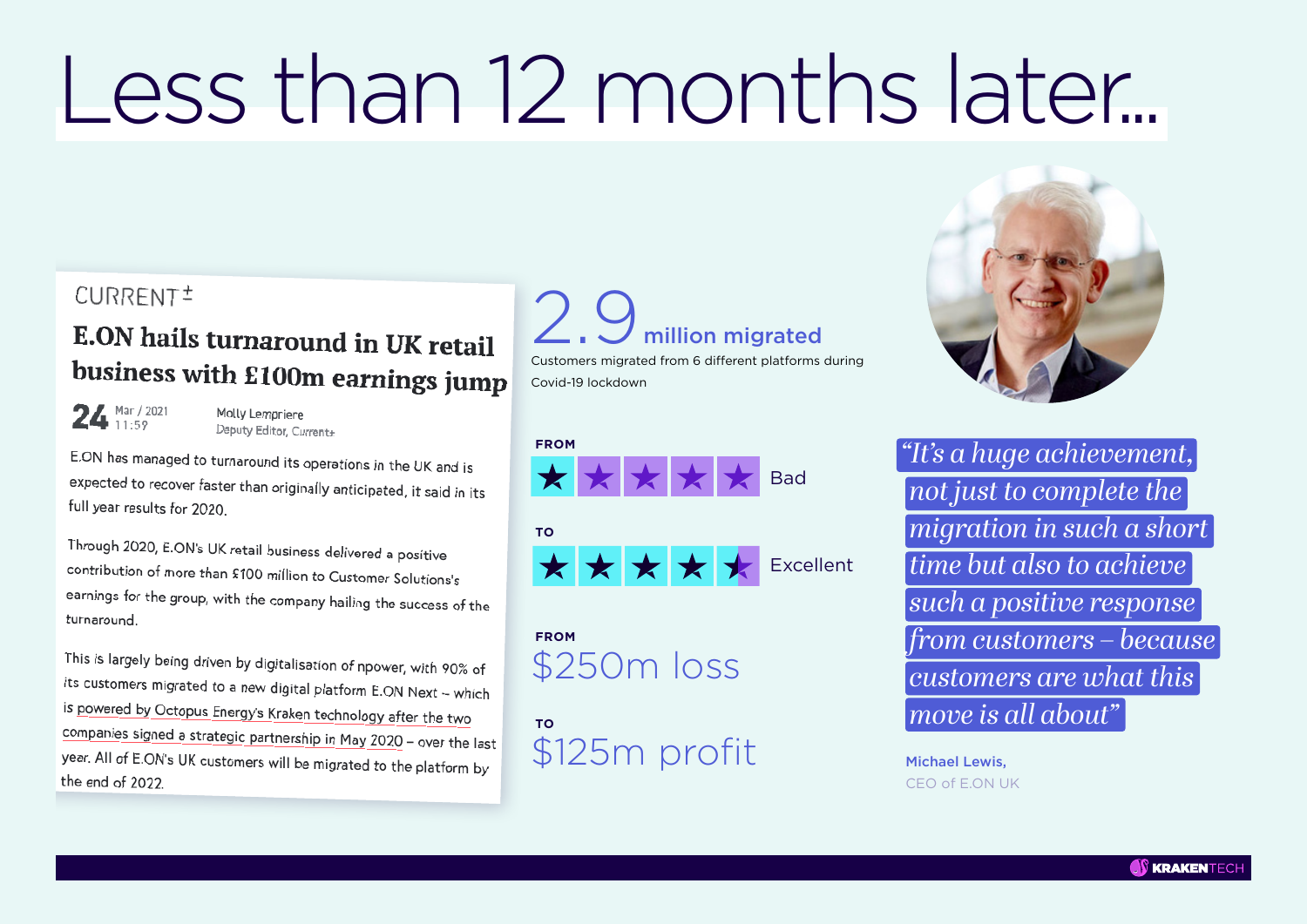# Less than 12 months later...

CURRENT±

## E.ON hails turnaround in UK retail business with £100m earnings jump

24 Mar / 2021 11:59

Molly Lempriere
Deputy Editor, Current±

E.ON has managed to turnaround its operations in the UK and is expected to recover faster than originally anticipated, it said in its full year results for 2020.

Through 2020, E.ON's UK retail business delivered a positive contribution of more than £100 million to Customer Solutions's earnings for the group, with the company hailing the success of the turnaround.

This is largely being driven by digitalisation of npower, with 90% of its customers migrated to a new digital platform E.ON Next – which is powered by Octopus Energy's Kraken technology after the two companies signed a strategic partnership in May 2020 – over the last year. All of E.ON's UK customers will be migrated to the platform by the end of 2022.

**2.9 million migrated**

Customers migrated from 6 different platforms during Covid-19 lockdown

**FROM** Bad

**TO** Excellent

**FROM** $250m loss

**TO** $125m profit

*"It's a huge achievement, not just to complete the migration in such a short time but also to achieve such a positive response from customers – because customers are what this move is all about"*

**Michael Lewis,**
CEO of E.ON UK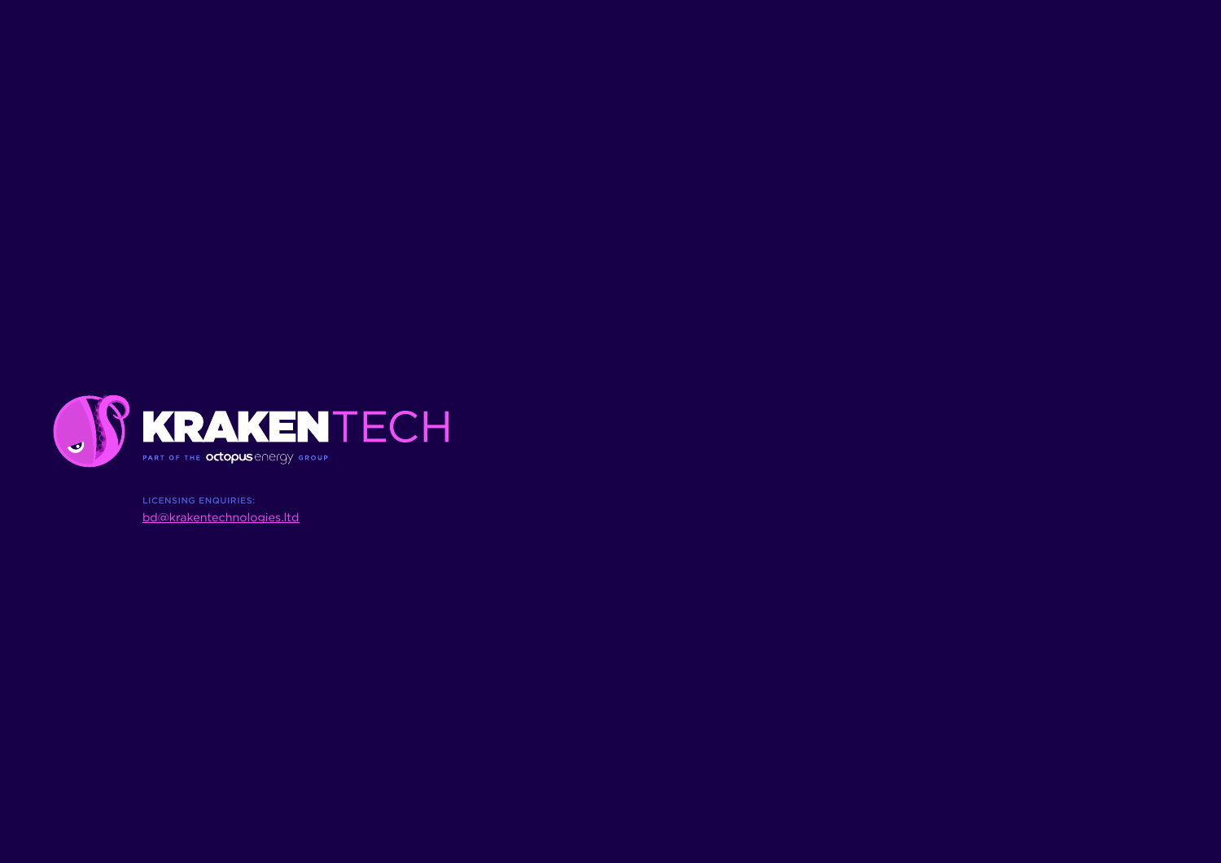KRAKENTECH

PART OF THE octopus energy GROUP

LICENSING ENQUIRIES:

bd@krakentechnologies.ltd